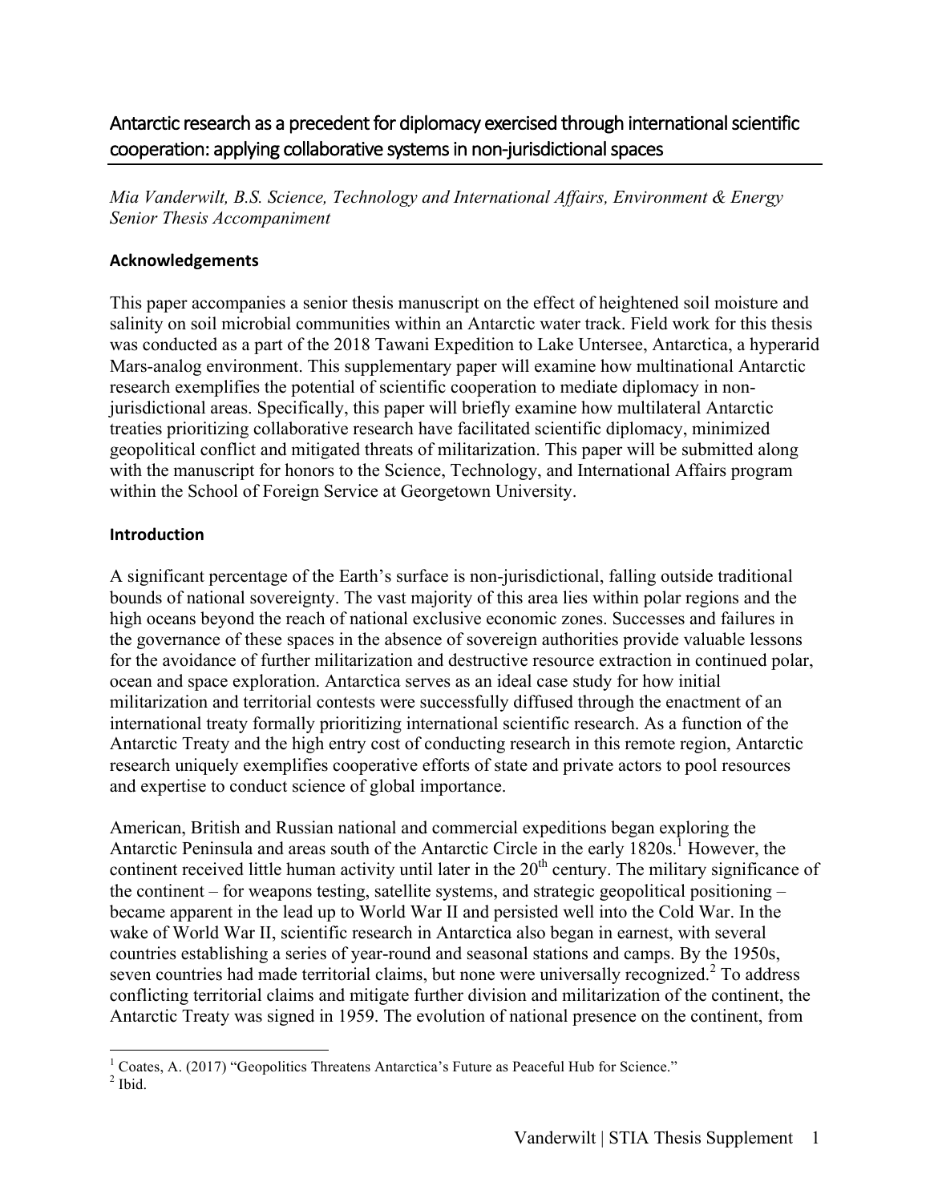# Antarctic research as a precedent for diplomacy exercised through international scientific cooperation: applying collaborative systems in non-jurisdictional spaces

*Mia Vanderwilt, B.S. Science, Technology and International Affairs, Environment & Energy Senior Thesis Accompaniment*

## Acknowledgements

This paper accompanies a senior thesis manuscript on the effect of heightened soil moisture and salinity on soil microbial communities within an Antarctic water track. Field work for this thesis was conducted as a part of the 2018 Tawani Expedition to Lake Untersee, Antarctica, a hyperarid Mars-analog environment. This supplementary paper will examine how multinational Antarctic research exemplifies the potential of scientific cooperation to mediate diplomacy in non-jurisdictional areas. Specifically, this paper will briefly examine how multilateral Antarctic treaties prioritizing collaborative research have facilitated scientific diplomacy, minimized geopolitical conflict and mitigated threats of militarization. This paper will be submitted along with the manuscript for honors to the Science, Technology, and International Affairs program within the School of Foreign Service at Georgetown University.

## Introduction

A significant percentage of the Earth's surface is non-jurisdictional, falling outside traditional bounds of national sovereignty. The vast majority of this area lies within polar regions and the high oceans beyond the reach of national exclusive economic zones. Successes and failures in the governance of these spaces in the absence of sovereign authorities provide valuable lessons for the avoidance of further militarization and destructive resource extraction in continued polar, ocean and space exploration. Antarctica serves as an ideal case study for how initial militarization and territorial contests were successfully diffused through the enactment of an international treaty formally prioritizing international scientific research. As a function of the Antarctic Treaty and the high entry cost of conducting research in this remote region, Antarctic research uniquely exemplifies cooperative efforts of state and private actors to pool resources and expertise to conduct science of global importance.

American, British and Russian national and commercial expeditions began exploring the Antarctic Peninsula and areas south of the Antarctic Circle in the early 1820s.[1] However, the continent received little human activity until later in the 20th century. The military significance of the continent – for weapons testing, satellite systems, and strategic geopolitical positioning – became apparent in the lead up to World War II and persisted well into the Cold War. In the wake of World War II, scientific research in Antarctica also began in earnest, with several countries establishing a series of year-round and seasonal stations and camps. By the 1950s, seven countries had made territorial claims, but none were universally recognized.[2] To address conflicting territorial claims and mitigate further division and militarization of the continent, the Antarctic Treaty was signed in 1959. The evolution of national presence on the continent, from

[1] Coates, A. (2017) "Geopolitics Threatens Antarctica's Future as Peaceful Hub for Science."

[2] Ibid.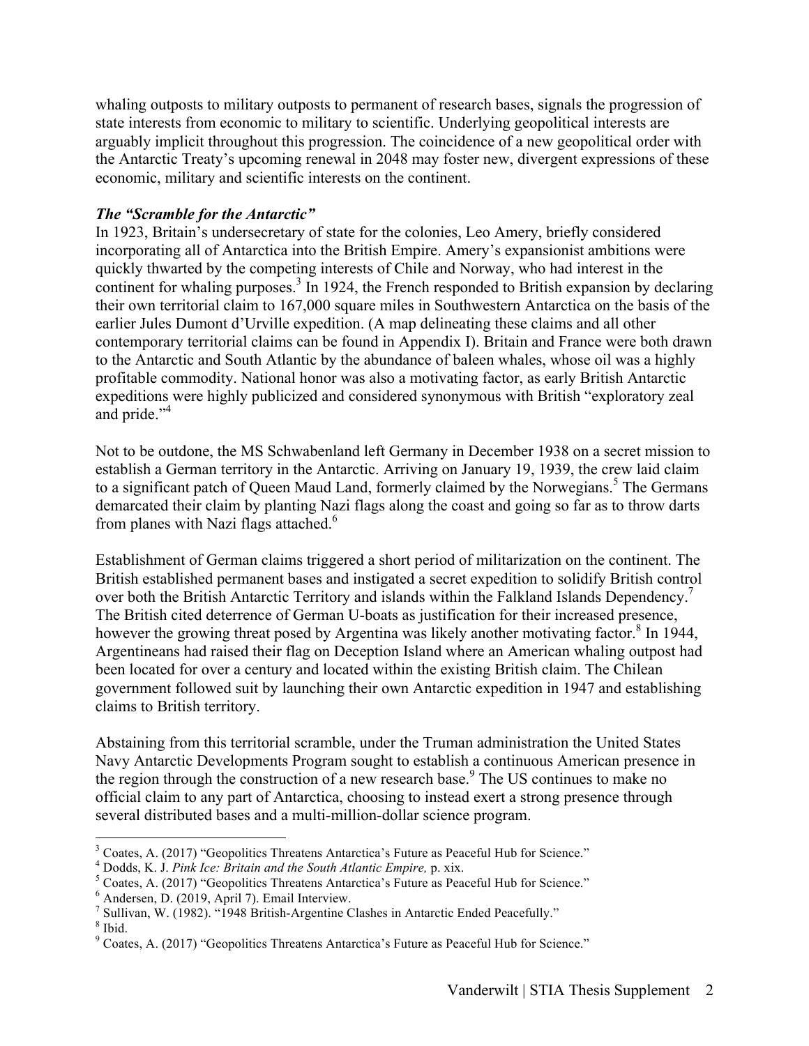whaling outposts to military outposts to permanent of research bases, signals the progression of state interests from economic to military to scientific. Underlying geopolitical interests are arguably implicit throughout this progression. The coincidence of a new geopolitical order with the Antarctic Treaty's upcoming renewal in 2048 may foster new, divergent expressions of these economic, military and scientific interests on the continent.

### *The "Scramble for the Antarctic"*

In 1923, Britain's undersecretary of state for the colonies, Leo Amery, briefly considered incorporating all of Antarctica into the British Empire. Amery's expansionist ambitions were quickly thwarted by the competing interests of Chile and Norway, who had interest in the continent for whaling purposes.[3] In 1924, the French responded to British expansion by declaring their own territorial claim to 167,000 square miles in Southwestern Antarctica on the basis of the earlier Jules Dumont d'Urville expedition. (A map delineating these claims and all other contemporary territorial claims can be found in Appendix I). Britain and France were both drawn to the Antarctic and South Atlantic by the abundance of baleen whales, whose oil was a highly profitable commodity. National honor was also a motivating factor, as early British Antarctic expeditions were highly publicized and considered synonymous with British "exploratory zeal and pride."[4]

Not to be outdone, the MS Schwabenland left Germany in December 1938 on a secret mission to establish a German territory in the Antarctic. Arriving on January 19, 1939, the crew laid claim to a significant patch of Queen Maud Land, formerly claimed by the Norwegians.[5] The Germans demarcated their claim by planting Nazi flags along the coast and going so far as to throw darts from planes with Nazi flags attached.[6]

Establishment of German claims triggered a short period of militarization on the continent. The British established permanent bases and instigated a secret expedition to solidify British control over both the British Antarctic Territory and islands within the Falkland Islands Dependency.[7] The British cited deterrence of German U-boats as justification for their increased presence, however the growing threat posed by Argentina was likely another motivating factor.[8] In 1944, Argentineans had raised their flag on Deception Island where an American whaling outpost had been located for over a century and located within the existing British claim. The Chilean government followed suit by launching their own Antarctic expedition in 1947 and establishing claims to British territory.

Abstaining from this territorial scramble, under the Truman administration the United States Navy Antarctic Developments Program sought to establish a continuous American presence in the region through the construction of a new research base.[9] The US continues to make no official claim to any part of Antarctica, choosing to instead exert a strong presence through several distributed bases and a multi-million-dollar science program.

---

[3] Coates, A. (2017) "Geopolitics Threatens Antarctica's Future as Peaceful Hub for Science."
[4] Dodds, K. J. *Pink Ice: Britain and the South Atlantic Empire,* p. xix.
[5] Coates, A. (2017) "Geopolitics Threatens Antarctica's Future as Peaceful Hub for Science."
[6] Andersen, D. (2019, April 7). Email Interview.
[7] Sullivan, W. (1982). "1948 British-Argentine Clashes in Antarctic Ended Peacefully."
[8] Ibid.
[9] Coates, A. (2017) "Geopolitics Threatens Antarctica's Future as Peaceful Hub for Science."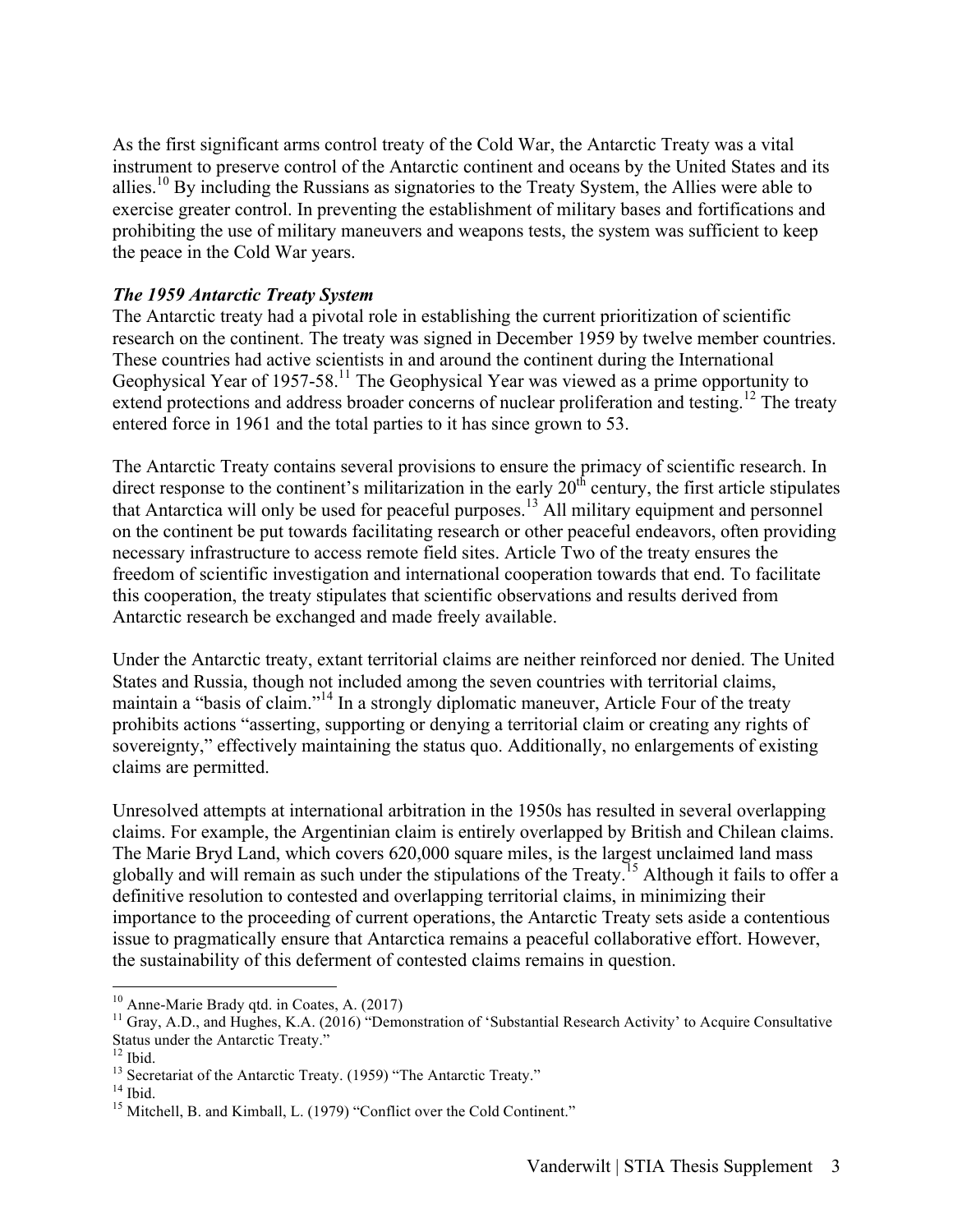As the first significant arms control treaty of the Cold War, the Antarctic Treaty was a vital instrument to preserve control of the Antarctic continent and oceans by the United States and its allies.[10] By including the Russians as signatories to the Treaty System, the Allies were able to exercise greater control. In preventing the establishment of military bases and fortifications and prohibiting the use of military maneuvers and weapons tests, the system was sufficient to keep the peace in the Cold War years.

### *The 1959 Antarctic Treaty System*

The Antarctic treaty had a pivotal role in establishing the current prioritization of scientific research on the continent. The treaty was signed in December 1959 by twelve member countries. These countries had active scientists in and around the continent during the International Geophysical Year of 1957-58.[11] The Geophysical Year was viewed as a prime opportunity to extend protections and address broader concerns of nuclear proliferation and testing.[12] The treaty entered force in 1961 and the total parties to it has since grown to 53.

The Antarctic Treaty contains several provisions to ensure the primacy of scientific research. In direct response to the continent's militarization in the early 20th century, the first article stipulates that Antarctica will only be used for peaceful purposes.[13] All military equipment and personnel on the continent be put towards facilitating research or other peaceful endeavors, often providing necessary infrastructure to access remote field sites. Article Two of the treaty ensures the freedom of scientific investigation and international cooperation towards that end. To facilitate this cooperation, the treaty stipulates that scientific observations and results derived from Antarctic research be exchanged and made freely available.

Under the Antarctic treaty, extant territorial claims are neither reinforced nor denied. The United States and Russia, though not included among the seven countries with territorial claims, maintain a "basis of claim."[14] In a strongly diplomatic maneuver, Article Four of the treaty prohibits actions "asserting, supporting or denying a territorial claim or creating any rights of sovereignty," effectively maintaining the status quo. Additionally, no enlargements of existing claims are permitted.

Unresolved attempts at international arbitration in the 1950s has resulted in several overlapping claims. For example, the Argentinian claim is entirely overlapped by British and Chilean claims. The Marie Bryd Land, which covers 620,000 square miles, is the largest unclaimed land mass globally and will remain as such under the stipulations of the Treaty.[15] Although it fails to offer a definitive resolution to contested and overlapping territorial claims, in minimizing their importance to the proceeding of current operations, the Antarctic Treaty sets aside a contentious issue to pragmatically ensure that Antarctica remains a peaceful collaborative effort. However, the sustainability of this deferment of contested claims remains in question.

---

[10] Anne-Marie Brady qtd. in Coates, A. (2017)

[11] Gray, A.D., and Hughes, K.A. (2016) "Demonstration of 'Substantial Research Activity' to Acquire Consultative Status under the Antarctic Treaty."

[12] Ibid.

[13] Secretariat of the Antarctic Treaty. (1959) "The Antarctic Treaty."

[14] Ibid.

[15] Mitchell, B. and Kimball, L. (1979) "Conflict over the Cold Continent."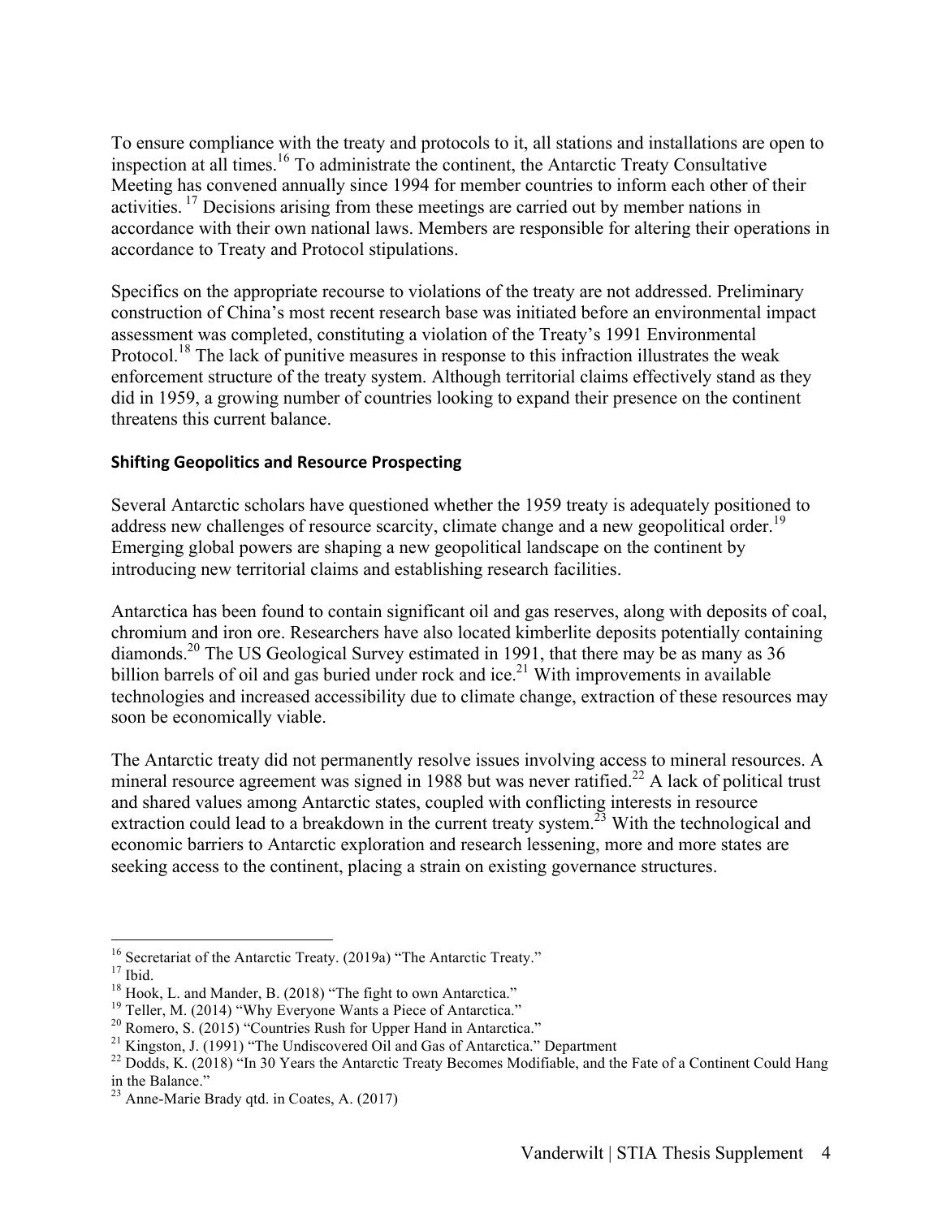To ensure compliance with the treaty and protocols to it, all stations and installations are open to inspection at all times.[16] To administrate the continent, the Antarctic Treaty Consultative Meeting has convened annually since 1994 for member countries to inform each other of their activities. [17] Decisions arising from these meetings are carried out by member nations in accordance with their own national laws. Members are responsible for altering their operations in accordance to Treaty and Protocol stipulations.

Specifics on the appropriate recourse to violations of the treaty are not addressed. Preliminary construction of China's most recent research base was initiated before an environmental impact assessment was completed, constituting a violation of the Treaty's 1991 Environmental Protocol.[18] The lack of punitive measures in response to this infraction illustrates the weak enforcement structure of the treaty system. Although territorial claims effectively stand as they did in 1959, a growing number of countries looking to expand their presence on the continent threatens this current balance.

### Shifting Geopolitics and Resource Prospecting

Several Antarctic scholars have questioned whether the 1959 treaty is adequately positioned to address new challenges of resource scarcity, climate change and a new geopolitical order.[19] Emerging global powers are shaping a new geopolitical landscape on the continent by introducing new territorial claims and establishing research facilities.

Antarctica has been found to contain significant oil and gas reserves, along with deposits of coal, chromium and iron ore. Researchers have also located kimberlite deposits potentially containing diamonds.[20] The US Geological Survey estimated in 1991, that there may be as many as 36 billion barrels of oil and gas buried under rock and ice.[21] With improvements in available technologies and increased accessibility due to climate change, extraction of these resources may soon be economically viable.

The Antarctic treaty did not permanently resolve issues involving access to mineral resources. A mineral resource agreement was signed in 1988 but was never ratified.[22] A lack of political trust and shared values among Antarctic states, coupled with conflicting interests in resource extraction could lead to a breakdown in the current treaty system.[23] With the technological and economic barriers to Antarctic exploration and research lessening, more and more states are seeking access to the continent, placing a strain on existing governance structures.

---

[16] Secretariat of the Antarctic Treaty. (2019a) "The Antarctic Treaty."
[17] Ibid.
[18] Hook, L. and Mander, B. (2018) "The fight to own Antarctica."
[19] Teller, M. (2014) "Why Everyone Wants a Piece of Antarctica."
[20] Romero, S. (2015) "Countries Rush for Upper Hand in Antarctica."
[21] Kingston, J. (1991) "The Undiscovered Oil and Gas of Antarctica." Department
[22] Dodds, K. (2018) "In 30 Years the Antarctic Treaty Becomes Modifiable, and the Fate of a Continent Could Hang in the Balance."
[23] Anne-Marie Brady qtd. in Coates, A. (2017)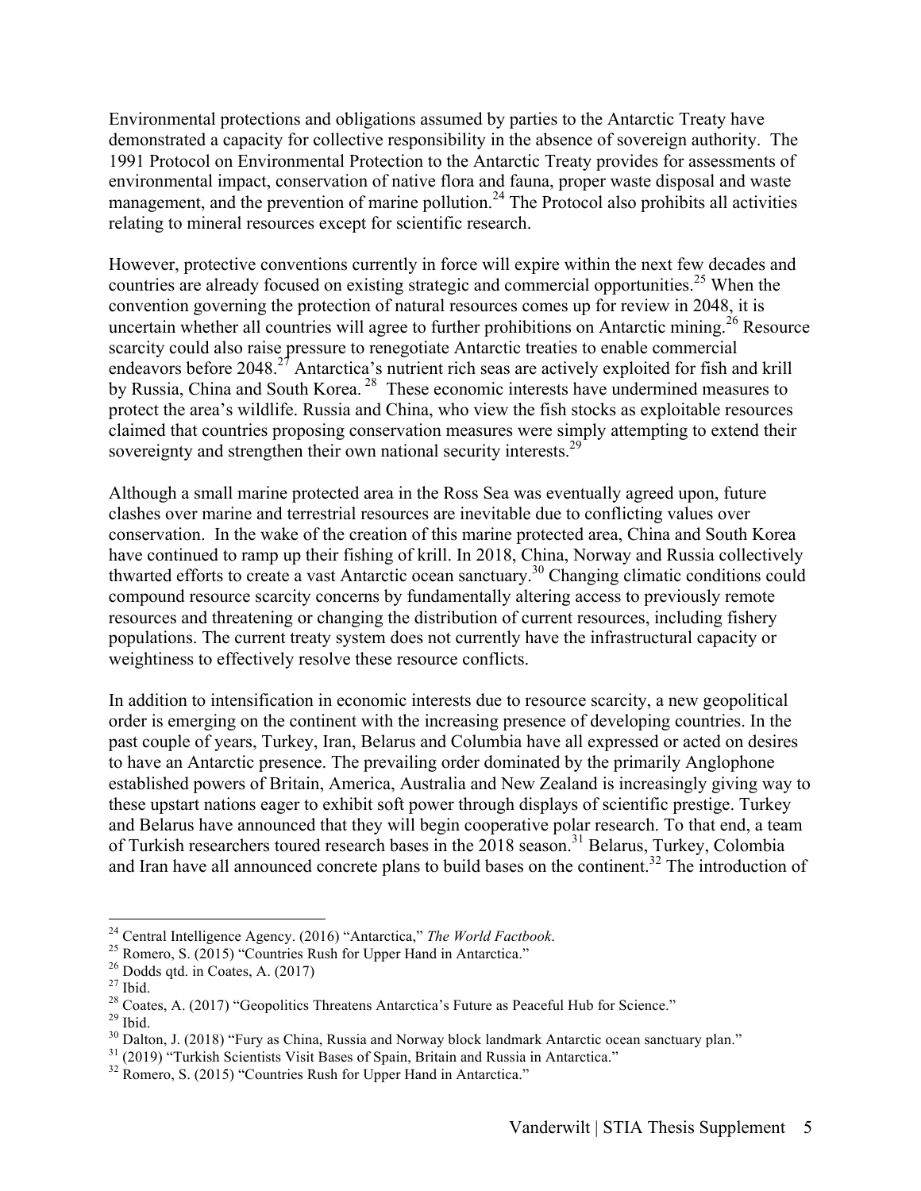Environmental protections and obligations assumed by parties to the Antarctic Treaty have demonstrated a capacity for collective responsibility in the absence of sovereign authority. The 1991 Protocol on Environmental Protection to the Antarctic Treaty provides for assessments of environmental impact, conservation of native flora and fauna, proper waste disposal and waste management, and the prevention of marine pollution.[24] The Protocol also prohibits all activities relating to mineral resources except for scientific research.

However, protective conventions currently in force will expire within the next few decades and countries are already focused on existing strategic and commercial opportunities.[25] When the convention governing the protection of natural resources comes up for review in 2048, it is uncertain whether all countries will agree to further prohibitions on Antarctic mining.[26] Resource scarcity could also raise pressure to renegotiate Antarctic treaties to enable commercial endeavors before 2048.[27] Antarctica's nutrient rich seas are actively exploited for fish and krill by Russia, China and South Korea. [28] These economic interests have undermined measures to protect the area's wildlife. Russia and China, who view the fish stocks as exploitable resources claimed that countries proposing conservation measures were simply attempting to extend their sovereignty and strengthen their own national security interests.[29]

Although a small marine protected area in the Ross Sea was eventually agreed upon, future clashes over marine and terrestrial resources are inevitable due to conflicting values over conservation. In the wake of the creation of this marine protected area, China and South Korea have continued to ramp up their fishing of krill. In 2018, China, Norway and Russia collectively thwarted efforts to create a vast Antarctic ocean sanctuary.[30] Changing climatic conditions could compound resource scarcity concerns by fundamentally altering access to previously remote resources and threatening or changing the distribution of current resources, including fishery populations. The current treaty system does not currently have the infrastructural capacity or weightiness to effectively resolve these resource conflicts.

In addition to intensification in economic interests due to resource scarcity, a new geopolitical order is emerging on the continent with the increasing presence of developing countries. In the past couple of years, Turkey, Iran, Belarus and Columbia have all expressed or acted on desires to have an Antarctic presence. The prevailing order dominated by the primarily Anglophone established powers of Britain, America, Australia and New Zealand is increasingly giving way to these upstart nations eager to exhibit soft power through displays of scientific prestige. Turkey and Belarus have announced that they will begin cooperative polar research. To that end, a team of Turkish researchers toured research bases in the 2018 season.[31] Belarus, Turkey, Colombia and Iran have all announced concrete plans to build bases on the continent.[32] The introduction of

---

[24] Central Intelligence Agency. (2016) "Antarctica," *The World Factbook*.

[25] Romero, S. (2015) "Countries Rush for Upper Hand in Antarctica."

[26] Dodds qtd. in Coates, A. (2017)

[27] Ibid.

[28] Coates, A. (2017) "Geopolitics Threatens Antarctica's Future as Peaceful Hub for Science."

[29] Ibid.

[30] Dalton, J. (2018) "Fury as China, Russia and Norway block landmark Antarctic ocean sanctuary plan."

[31] (2019) "Turkish Scientists Visit Bases of Spain, Britain and Russia in Antarctica."

[32] Romero, S. (2015) "Countries Rush for Upper Hand in Antarctica."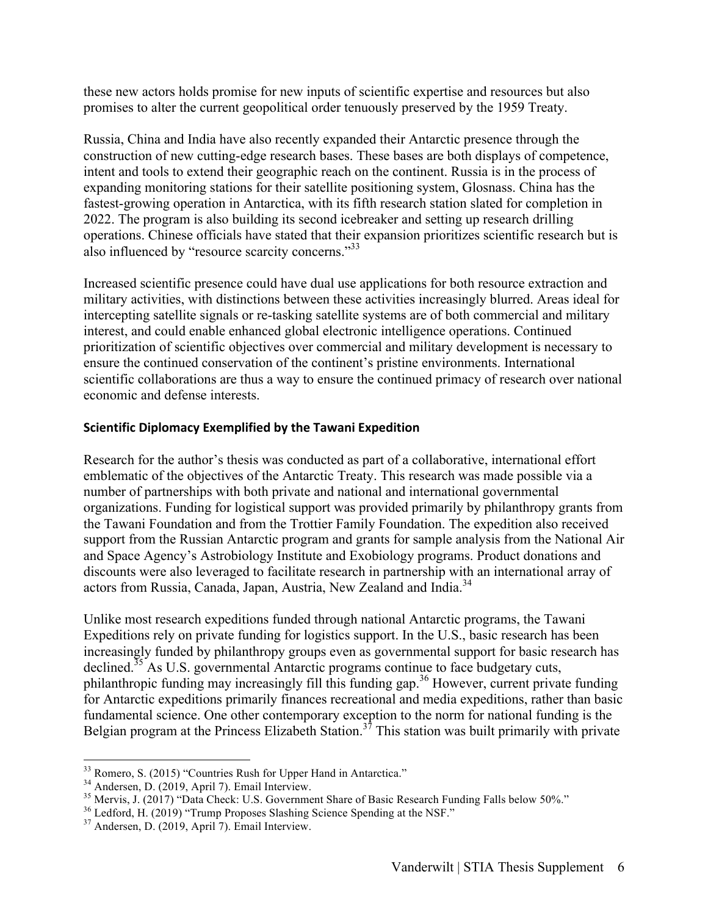these new actors holds promise for new inputs of scientific expertise and resources but also promises to alter the current geopolitical order tenuously preserved by the 1959 Treaty.

Russia, China and India have also recently expanded their Antarctic presence through the construction of new cutting-edge research bases. These bases are both displays of competence, intent and tools to extend their geographic reach on the continent. Russia is in the process of expanding monitoring stations for their satellite positioning system, Glosnass. China has the fastest-growing operation in Antarctica, with its fifth research station slated for completion in 2022. The program is also building its second icebreaker and setting up research drilling operations. Chinese officials have stated that their expansion prioritizes scientific research but is also influenced by "resource scarcity concerns."[33]

Increased scientific presence could have dual use applications for both resource extraction and military activities, with distinctions between these activities increasingly blurred. Areas ideal for intercepting satellite signals or re-tasking satellite systems are of both commercial and military interest, and could enable enhanced global electronic intelligence operations. Continued prioritization of scientific objectives over commercial and military development is necessary to ensure the continued conservation of the continent's pristine environments. International scientific collaborations are thus a way to ensure the continued primacy of research over national economic and defense interests.

### Scientific Diplomacy Exemplified by the Tawani Expedition

Research for the author's thesis was conducted as part of a collaborative, international effort emblematic of the objectives of the Antarctic Treaty. This research was made possible via a number of partnerships with both private and national and international governmental organizations. Funding for logistical support was provided primarily by philanthropy grants from the Tawani Foundation and from the Trottier Family Foundation. The expedition also received support from the Russian Antarctic program and grants for sample analysis from the National Air and Space Agency's Astrobiology Institute and Exobiology programs. Product donations and discounts were also leveraged to facilitate research in partnership with an international array of actors from Russia, Canada, Japan, Austria, New Zealand and India.[34]

Unlike most research expeditions funded through national Antarctic programs, the Tawani Expeditions rely on private funding for logistics support. In the U.S., basic research has been increasingly funded by philanthropy groups even as governmental support for basic research has declined.[35] As U.S. governmental Antarctic programs continue to face budgetary cuts, philanthropic funding may increasingly fill this funding gap.[36] However, current private funding for Antarctic expeditions primarily finances recreational and media expeditions, rather than basic fundamental science. One other contemporary exception to the norm for national funding is the Belgian program at the Princess Elizabeth Station.[37] This station was built primarily with private

---

[33] Romero, S. (2015) "Countries Rush for Upper Hand in Antarctica."

[34] Andersen, D. (2019, April 7). Email Interview.

[35] Mervis, J. (2017) "Data Check: U.S. Government Share of Basic Research Funding Falls below 50%."

[36] Ledford, H. (2019) "Trump Proposes Slashing Science Spending at the NSF."

[37] Andersen, D. (2019, April 7). Email Interview.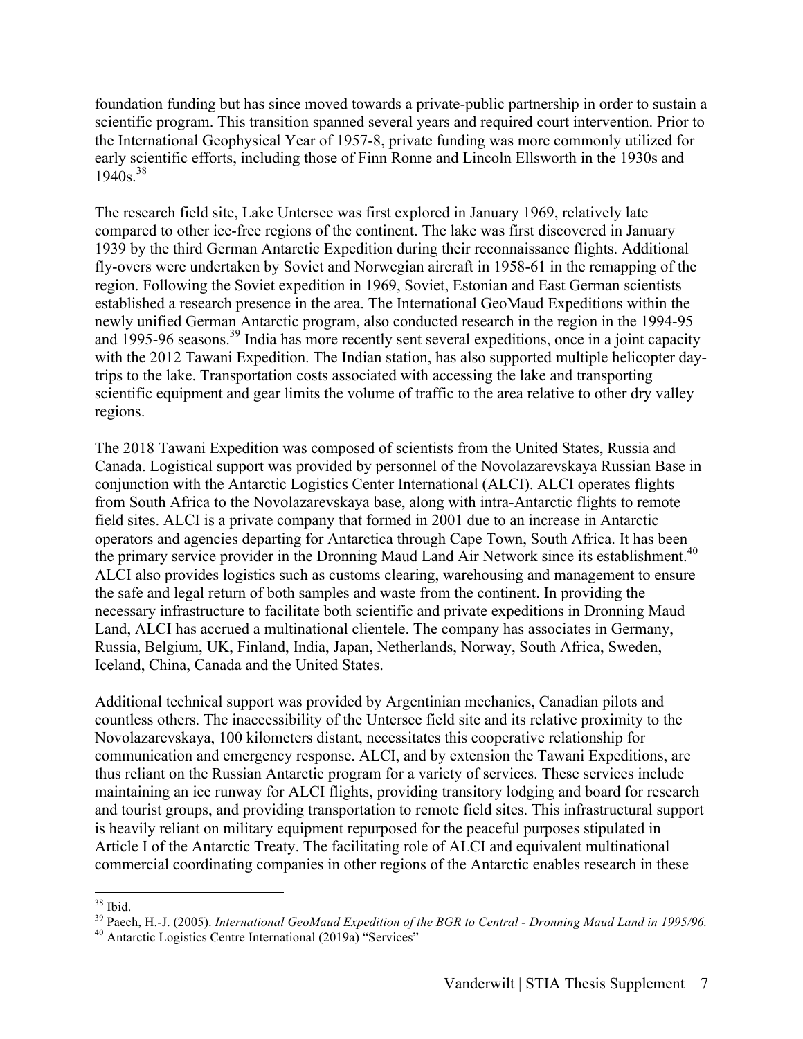foundation funding but has since moved towards a private-public partnership in order to sustain a scientific program. This transition spanned several years and required court intervention. Prior to the International Geophysical Year of 1957-8, private funding was more commonly utilized for early scientific efforts, including those of Finn Ronne and Lincoln Ellsworth in the 1930s and 1940s.[38]

The research field site, Lake Untersee was first explored in January 1969, relatively late compared to other ice-free regions of the continent. The lake was first discovered in January 1939 by the third German Antarctic Expedition during their reconnaissance flights. Additional fly-overs were undertaken by Soviet and Norwegian aircraft in 1958-61 in the remapping of the region. Following the Soviet expedition in 1969, Soviet, Estonian and East German scientists established a research presence in the area. The International GeoMaud Expeditions within the newly unified German Antarctic program, also conducted research in the region in the 1994-95 and 1995-96 seasons.[39] India has more recently sent several expeditions, once in a joint capacity with the 2012 Tawani Expedition. The Indian station, has also supported multiple helicopter day-trips to the lake. Transportation costs associated with accessing the lake and transporting scientific equipment and gear limits the volume of traffic to the area relative to other dry valley regions.

The 2018 Tawani Expedition was composed of scientists from the United States, Russia and Canada. Logistical support was provided by personnel of the Novolazarevskaya Russian Base in conjunction with the Antarctic Logistics Center International (ALCI). ALCI operates flights from South Africa to the Novolazarevskaya base, along with intra-Antarctic flights to remote field sites. ALCI is a private company that formed in 2001 due to an increase in Antarctic operators and agencies departing for Antarctica through Cape Town, South Africa. It has been the primary service provider in the Dronning Maud Land Air Network since its establishment.[40] ALCI also provides logistics such as customs clearing, warehousing and management to ensure the safe and legal return of both samples and waste from the continent. In providing the necessary infrastructure to facilitate both scientific and private expeditions in Dronning Maud Land, ALCI has accrued a multinational clientele. The company has associates in Germany, Russia, Belgium, UK, Finland, India, Japan, Netherlands, Norway, South Africa, Sweden, Iceland, China, Canada and the United States.

Additional technical support was provided by Argentinian mechanics, Canadian pilots and countless others. The inaccessibility of the Untersee field site and its relative proximity to the Novolazarevskaya, 100 kilometers distant, necessitates this cooperative relationship for communication and emergency response. ALCI, and by extension the Tawani Expeditions, are thus reliant on the Russian Antarctic program for a variety of services. These services include maintaining an ice runway for ALCI flights, providing transitory lodging and board for research and tourist groups, and providing transportation to remote field sites. This infrastructural support is heavily reliant on military equipment repurposed for the peaceful purposes stipulated in Article I of the Antarctic Treaty. The facilitating role of ALCI and equivalent multinational commercial coordinating companies in other regions of the Antarctic enables research in these

---

[38] Ibid.

[39] Paech, H.-J. (2005). *International GeoMaud Expedition of the BGR to Central - Dronning Maud Land in 1995/96.*

[40] Antarctic Logistics Centre International (2019a) "Services"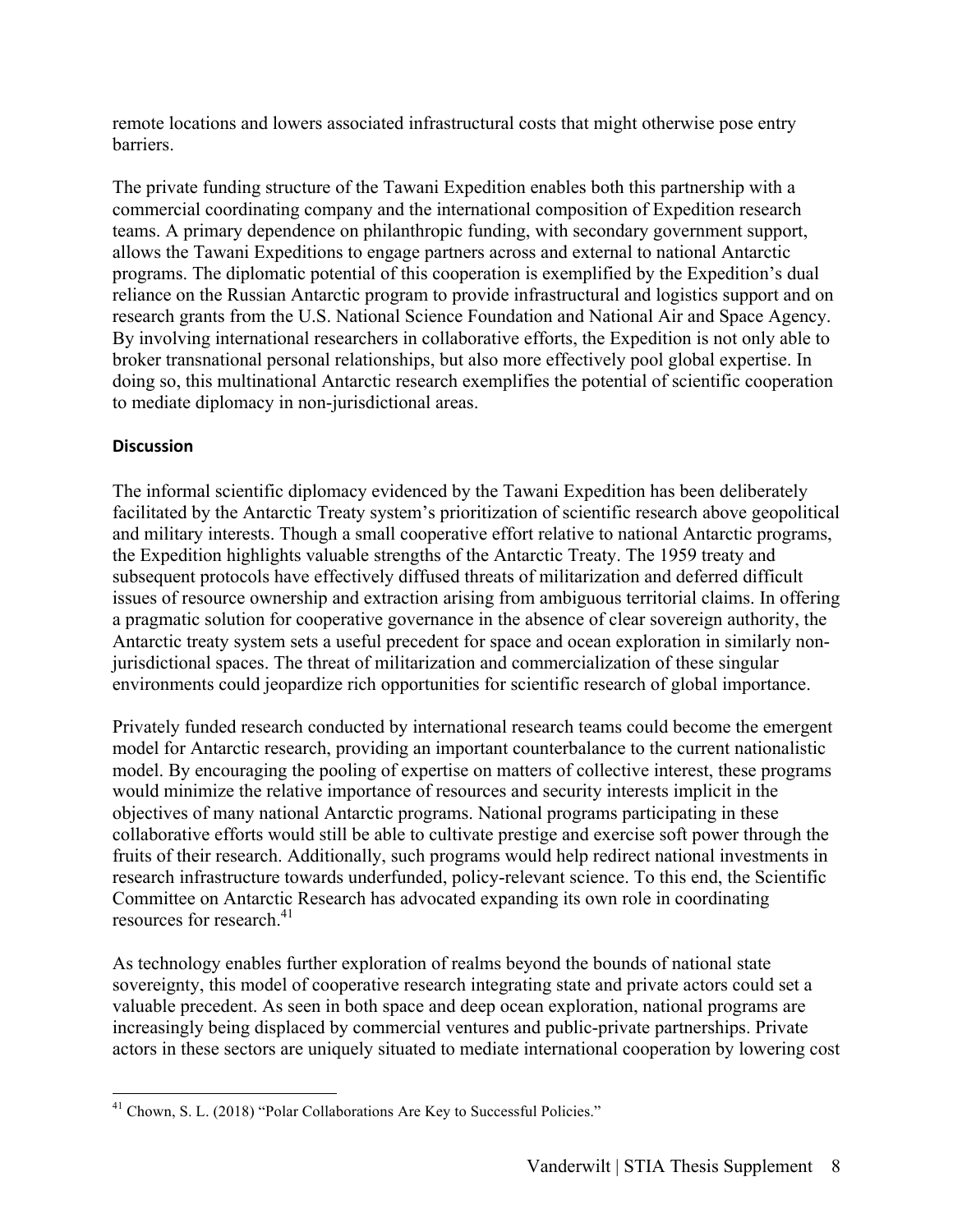remote locations and lowers associated infrastructural costs that might otherwise pose entry barriers.

The private funding structure of the Tawani Expedition enables both this partnership with a commercial coordinating company and the international composition of Expedition research teams. A primary dependence on philanthropic funding, with secondary government support, allows the Tawani Expeditions to engage partners across and external to national Antarctic programs. The diplomatic potential of this cooperation is exemplified by the Expedition's dual reliance on the Russian Antarctic program to provide infrastructural and logistics support and on research grants from the U.S. National Science Foundation and National Air and Space Agency. By involving international researchers in collaborative efforts, the Expedition is not only able to broker transnational personal relationships, but also more effectively pool global expertise. In doing so, this multinational Antarctic research exemplifies the potential of scientific cooperation to mediate diplomacy in non-jurisdictional areas.

## Discussion

The informal scientific diplomacy evidenced by the Tawani Expedition has been deliberately facilitated by the Antarctic Treaty system's prioritization of scientific research above geopolitical and military interests. Though a small cooperative effort relative to national Antarctic programs, the Expedition highlights valuable strengths of the Antarctic Treaty. The 1959 treaty and subsequent protocols have effectively diffused threats of militarization and deferred difficult issues of resource ownership and extraction arising from ambiguous territorial claims. In offering a pragmatic solution for cooperative governance in the absence of clear sovereign authority, the Antarctic treaty system sets a useful precedent for space and ocean exploration in similarly non-jurisdictional spaces. The threat of militarization and commercialization of these singular environments could jeopardize rich opportunities for scientific research of global importance.

Privately funded research conducted by international research teams could become the emergent model for Antarctic research, providing an important counterbalance to the current nationalistic model. By encouraging the pooling of expertise on matters of collective interest, these programs would minimize the relative importance of resources and security interests implicit in the objectives of many national Antarctic programs. National programs participating in these collaborative efforts would still be able to cultivate prestige and exercise soft power through the fruits of their research. Additionally, such programs would help redirect national investments in research infrastructure towards underfunded, policy-relevant science. To this end, the Scientific Committee on Antarctic Research has advocated expanding its own role in coordinating resources for research.[41]

As technology enables further exploration of realms beyond the bounds of national state sovereignty, this model of cooperative research integrating state and private actors could set a valuable precedent. As seen in both space and deep ocean exploration, national programs are increasingly being displaced by commercial ventures and public-private partnerships. Private actors in these sectors are uniquely situated to mediate international cooperation by lowering cost

[41] Chown, S. L. (2018) "Polar Collaborations Are Key to Successful Policies."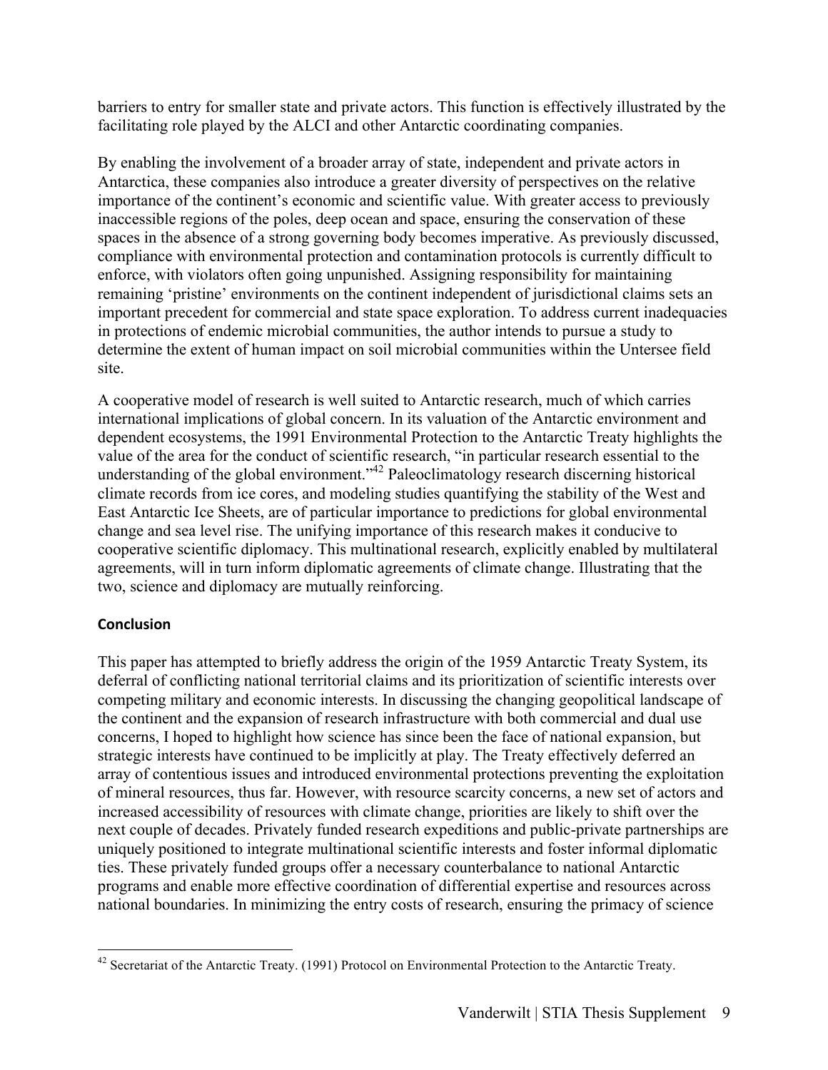barriers to entry for smaller state and private actors. This function is effectively illustrated by the facilitating role played by the ALCI and other Antarctic coordinating companies.

By enabling the involvement of a broader array of state, independent and private actors in Antarctica, these companies also introduce a greater diversity of perspectives on the relative importance of the continent's economic and scientific value. With greater access to previously inaccessible regions of the poles, deep ocean and space, ensuring the conservation of these spaces in the absence of a strong governing body becomes imperative. As previously discussed, compliance with environmental protection and contamination protocols is currently difficult to enforce, with violators often going unpunished. Assigning responsibility for maintaining remaining 'pristine' environments on the continent independent of jurisdictional claims sets an important precedent for commercial and state space exploration. To address current inadequacies in protections of endemic microbial communities, the author intends to pursue a study to determine the extent of human impact on soil microbial communities within the Untersee field site.

A cooperative model of research is well suited to Antarctic research, much of which carries international implications of global concern. In its valuation of the Antarctic environment and dependent ecosystems, the 1991 Environmental Protection to the Antarctic Treaty highlights the value of the area for the conduct of scientific research, "in particular research essential to the understanding of the global environment."[42] Paleoclimatology research discerning historical climate records from ice cores, and modeling studies quantifying the stability of the West and East Antarctic Ice Sheets, are of particular importance to predictions for global environmental change and sea level rise. The unifying importance of this research makes it conducive to cooperative scientific diplomacy. This multinational research, explicitly enabled by multilateral agreements, will in turn inform diplomatic agreements of climate change. Illustrating that the two, science and diplomacy are mutually reinforcing.

**Conclusion**

This paper has attempted to briefly address the origin of the 1959 Antarctic Treaty System, its deferral of conflicting national territorial claims and its prioritization of scientific interests over competing military and economic interests. In discussing the changing geopolitical landscape of the continent and the expansion of research infrastructure with both commercial and dual use concerns, I hoped to highlight how science has since been the face of national expansion, but strategic interests have continued to be implicitly at play. The Treaty effectively deferred an array of contentious issues and introduced environmental protections preventing the exploitation of mineral resources, thus far. However, with resource scarcity concerns, a new set of actors and increased accessibility of resources with climate change, priorities are likely to shift over the next couple of decades. Privately funded research expeditions and public-private partnerships are uniquely positioned to integrate multinational scientific interests and foster informal diplomatic ties. These privately funded groups offer a necessary counterbalance to national Antarctic programs and enable more effective coordination of differential expertise and resources across national boundaries. In minimizing the entry costs of research, ensuring the primacy of science

[42] Secretariat of the Antarctic Treaty. (1991) Protocol on Environmental Protection to the Antarctic Treaty.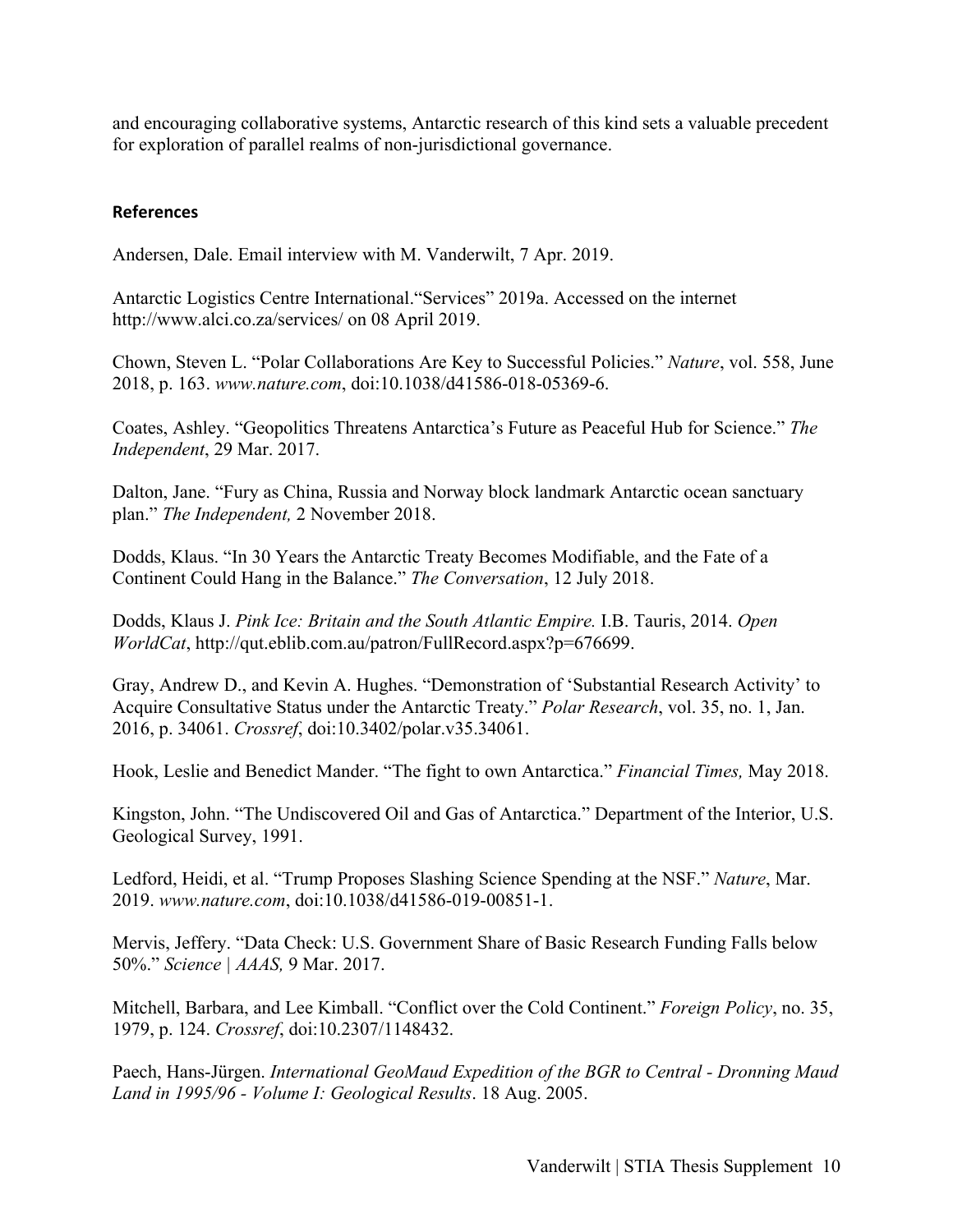and encouraging collaborative systems, Antarctic research of this kind sets a valuable precedent for exploration of parallel realms of non-jurisdictional governance.

## References

Andersen, Dale. Email interview with M. Vanderwilt, 7 Apr. 2019.

Antarctic Logistics Centre International."Services" 2019a. Accessed on the internet http://www.alci.co.za/services/ on 08 April 2019.

Chown, Steven L. "Polar Collaborations Are Key to Successful Policies." *Nature*, vol. 558, June 2018, p. 163. *www.nature.com*, doi:10.1038/d41586-018-05369-6.

Coates, Ashley. "Geopolitics Threatens Antarctica's Future as Peaceful Hub for Science." *The Independent*, 29 Mar. 2017.

Dalton, Jane. "Fury as China, Russia and Norway block landmark Antarctic ocean sanctuary plan." *The Independent,* 2 November 2018.

Dodds, Klaus. "In 30 Years the Antarctic Treaty Becomes Modifiable, and the Fate of a Continent Could Hang in the Balance." *The Conversation*, 12 July 2018.

Dodds, Klaus J. *Pink Ice: Britain and the South Atlantic Empire.* I.B. Tauris, 2014. *Open WorldCat*, http://qut.eblib.com.au/patron/FullRecord.aspx?p=676699.

Gray, Andrew D., and Kevin A. Hughes. "Demonstration of 'Substantial Research Activity' to Acquire Consultative Status under the Antarctic Treaty." *Polar Research*, vol. 35, no. 1, Jan. 2016, p. 34061. *Crossref*, doi:10.3402/polar.v35.34061.

Hook, Leslie and Benedict Mander. "The fight to own Antarctica." *Financial Times,* May 2018.

Kingston, John. "The Undiscovered Oil and Gas of Antarctica." Department of the Interior, U.S. Geological Survey, 1991.

Ledford, Heidi, et al. "Trump Proposes Slashing Science Spending at the NSF." *Nature*, Mar. 2019. *www.nature.com*, doi:10.1038/d41586-019-00851-1.

Mervis, Jeffery. "Data Check: U.S. Government Share of Basic Research Funding Falls below 50%." *Science | AAAS,* 9 Mar. 2017.

Mitchell, Barbara, and Lee Kimball. "Conflict over the Cold Continent." *Foreign Policy*, no. 35, 1979, p. 124. *Crossref*, doi:10.2307/1148432.

Paech, Hans-Jürgen. *International GeoMaud Expedition of the BGR to Central - Dronning Maud Land in 1995/96 - Volume I: Geological Results*. 18 Aug. 2005.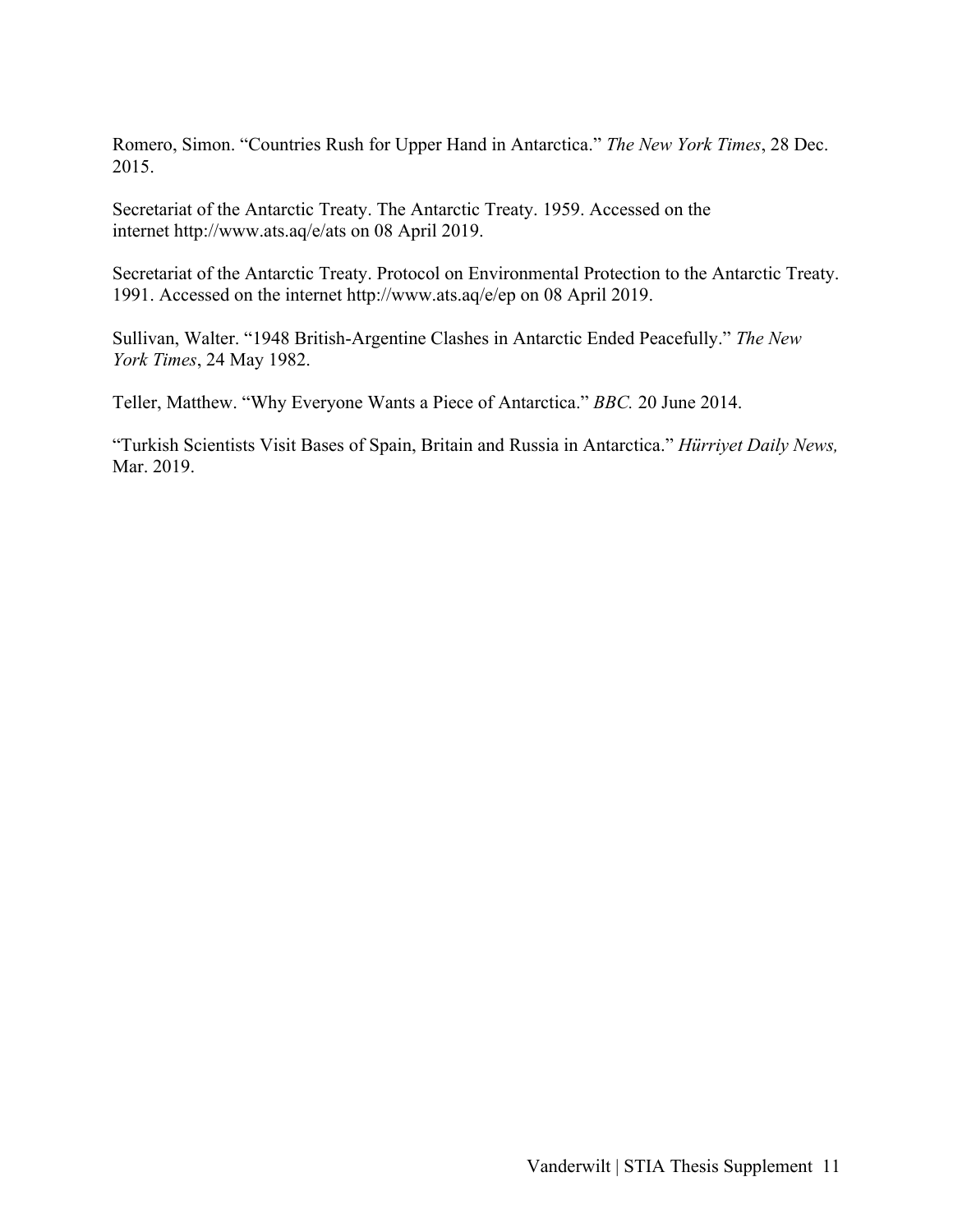Romero, Simon. “Countries Rush for Upper Hand in Antarctica.” *The New York Times*, 28 Dec. 2015.

Secretariat of the Antarctic Treaty. The Antarctic Treaty. 1959. Accessed on the internet http://www.ats.aq/e/ats on 08 April 2019.

Secretariat of the Antarctic Treaty. Protocol on Environmental Protection to the Antarctic Treaty. 1991. Accessed on the internet http://www.ats.aq/e/ep on 08 April 2019.

Sullivan, Walter. “1948 British-Argentine Clashes in Antarctic Ended Peacefully.” *The New York Times*, 24 May 1982.

Teller, Matthew. “Why Everyone Wants a Piece of Antarctica.” *BBC.* 20 June 2014.

“Turkish Scientists Visit Bases of Spain, Britain and Russia in Antarctica.” *Hürriyet Daily News,* Mar. 2019.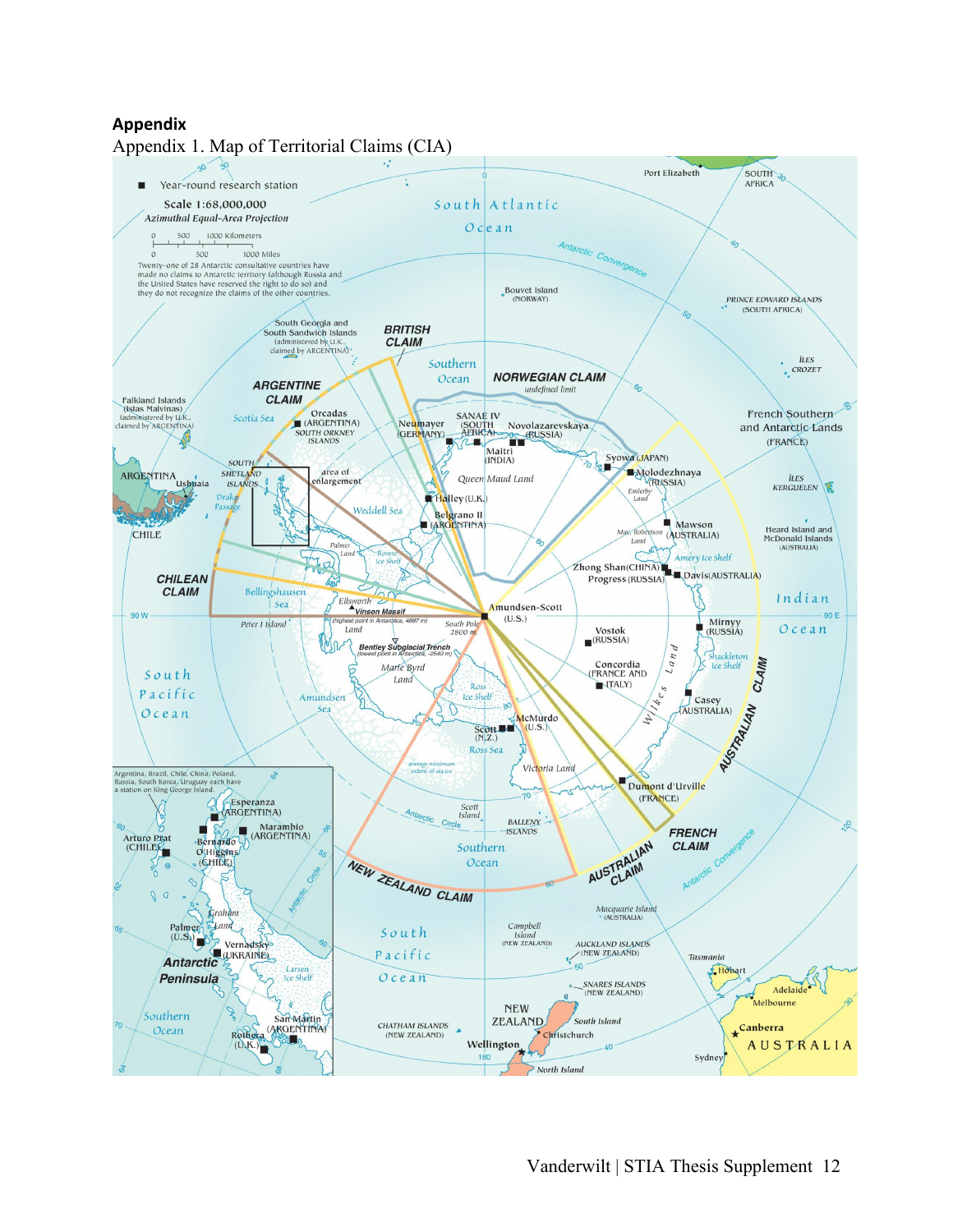## Appendix

Appendix 1. Map of Territorial Claims (CIA)

■ Year-round research station

Scale 1:68,000,000

*Azimuthal Equal-Area Projection*

0 500 1000 Kilometers

0 500 1000 Miles

Twenty-one of 28 Antarctic consultative countries have made no claims to Antarctic territory (although Russia and the United States have reserved the right to do so) and they do not recognize the claims of the other countries.

BRITISH CLAIM

ARGENTINE CLAIM

NORWEGIAN CLAIM *undefined limit*

CHILEAN CLAIM

NEW ZEALAND CLAIM

AUSTRALIAN CLAIM

FRENCH CLAIM

AUSTRALIAN CLAIM

South Atlantic Ocean

Southern Ocean

Indian Ocean

South Pacific Ocean

Argentina, Brazil, Chile, China, Poland, Russia, South Korea, Uruguay each have a station on King George Island.

Antarctic Peninsula